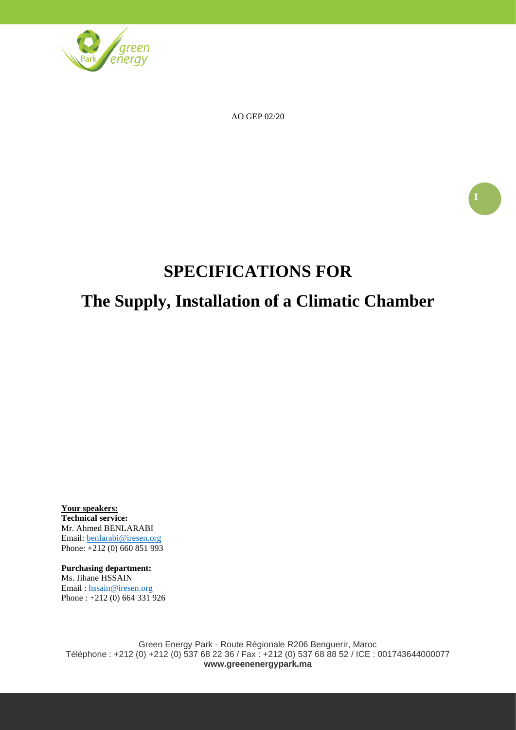AO GEP 02/20

# SPECIFICATIONS FOR

# The Supply, Installation of a Climatic Chamber

**Your speakers:**

**Technical service:**
Mr. Ahmed BENLARABI
Email: benlarabi@iresen.org
Phone: +212 (0) 660 851 993

**Purchasing department:**
Ms. Jihane HSSAIN
Email : hssain@iresen.org
Phone : +212 (0) 664 331 926

Green Energy Park - Route Régionale R206 Benguerir, Maroc
Téléphone : +212 (0) +212 (0) 537 68 22 36 / Fax : +212 (0) 537 68 88 52 / ICE : 001743644000077
**www.greenenergypark.ma**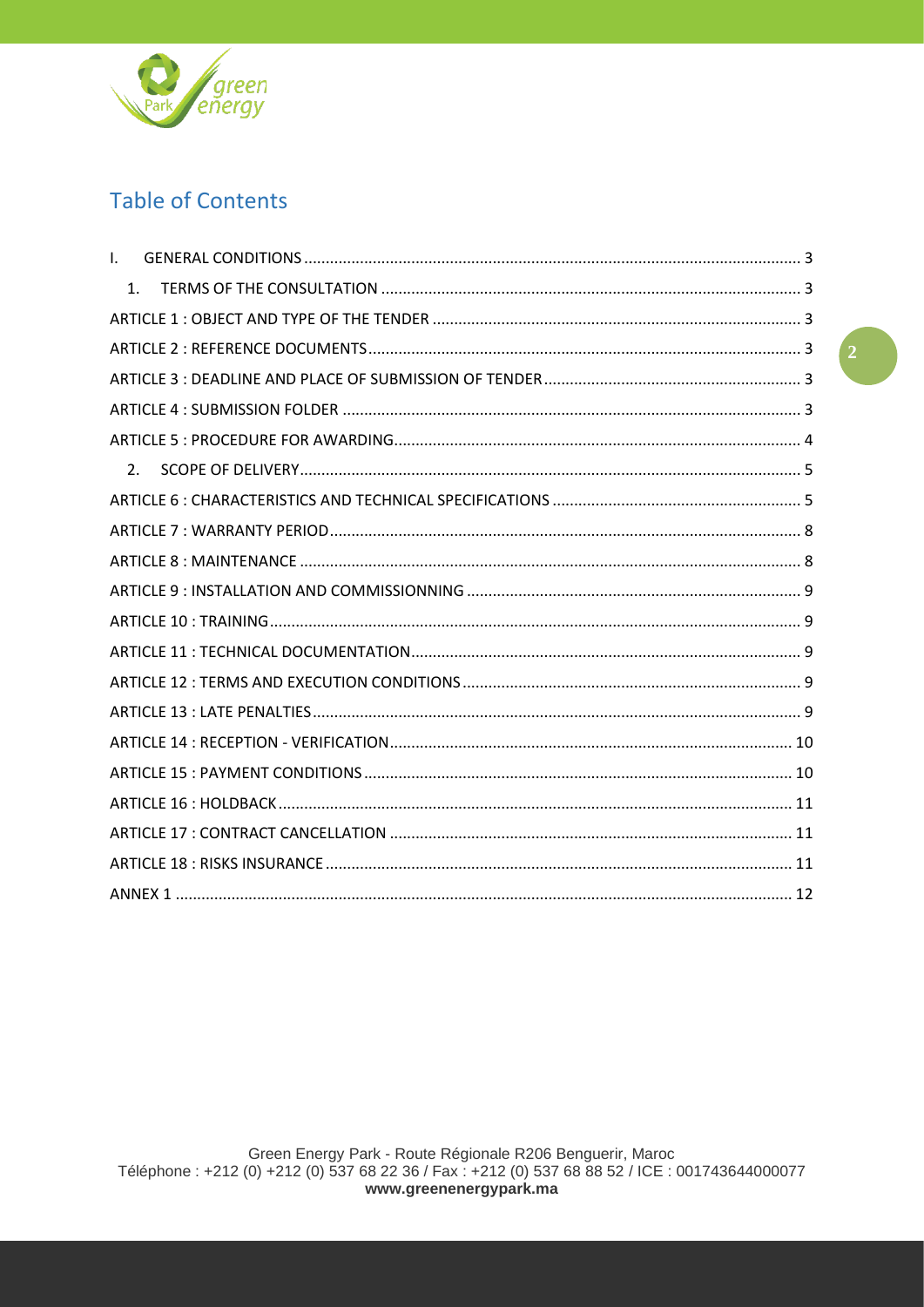## Table of Contents

- I. GENERAL CONDITIONS ..... 3
  - 1. TERMS OF THE CONSULTATION ..... 3
- ARTICLE 1 : OBJECT AND TYPE OF THE TENDER ..... 3
- ARTICLE 2 : REFERENCE DOCUMENTS ..... 3
- ARTICLE 3 : DEADLINE AND PLACE OF SUBMISSION OF TENDER ..... 3
- ARTICLE 4 : SUBMISSION FOLDER ..... 3
- ARTICLE 5 : PROCEDURE FOR AWARDING ..... 4
  - 2. SCOPE OF DELIVERY ..... 5
- ARTICLE 6 : CHARACTERISTICS AND TECHNICAL SPECIFICATIONS ..... 5
- ARTICLE 7 : WARRANTY PERIOD ..... 8
- ARTICLE 8 : MAINTENANCE ..... 8
- ARTICLE 9 : INSTALLATION AND COMMISSIONNING ..... 9
- ARTICLE 10 : TRAINING ..... 9
- ARTICLE 11 : TECHNICAL DOCUMENTATION ..... 9
- ARTICLE 12 : TERMS AND EXECUTION CONDITIONS ..... 9
- ARTICLE 13 : LATE PENALTIES ..... 9
- ARTICLE 14 : RECEPTION - VERIFICATION ..... 10
- ARTICLE 15 : PAYMENT CONDITIONS ..... 10
- ARTICLE 16 : HOLDBACK ..... 11
- ARTICLE 17 : CONTRACT CANCELLATION ..... 11
- ARTICLE 18 : RISKS INSURANCE ..... 11
- ANNEX 1 ..... 12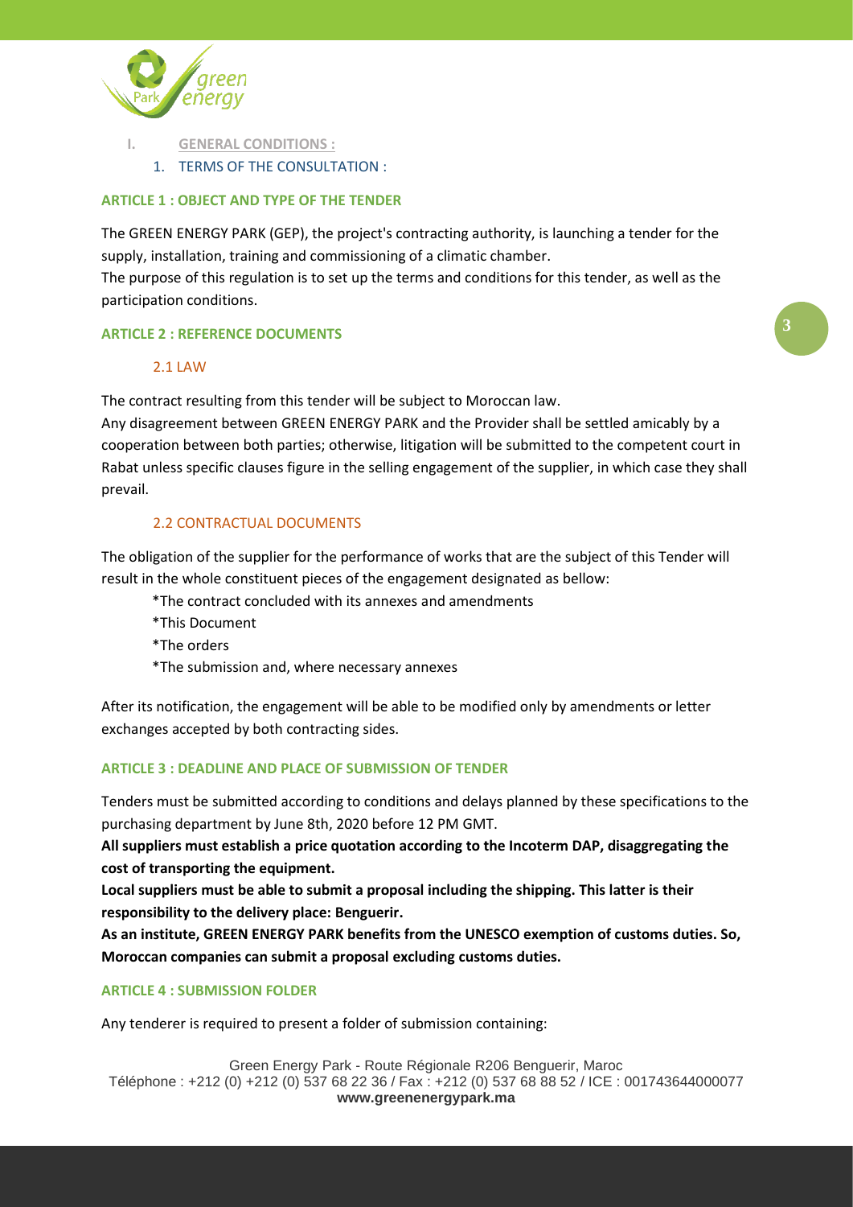# I. GENERAL CONDITIONS :

## 1. TERMS OF THE CONSULTATION :

### ARTICLE 1 : OBJECT AND TYPE OF THE TENDER

The GREEN ENERGY PARK (GEP), the project's contracting authority, is launching a tender for the supply, installation, training and commissioning of a climatic chamber.
The purpose of this regulation is to set up the terms and conditions for this tender, as well as the participation conditions.

### ARTICLE 2 : REFERENCE DOCUMENTS

#### 2.1 LAW

The contract resulting from this tender will be subject to Moroccan law.
Any disagreement between GREEN ENERGY PARK and the Provider shall be settled amicably by a cooperation between both parties; otherwise, litigation will be submitted to the competent court in Rabat unless specific clauses figure in the selling engagement of the supplier, in which case they shall prevail.

#### 2.2 CONTRACTUAL DOCUMENTS

The obligation of the supplier for the performance of works that are the subject of this Tender will result in the whole constituent pieces of the engagement designated as bellow:

*The contract concluded with its annexes and amendments
*This Document
*The orders
*The submission and, where necessary annexes

After its notification, the engagement will be able to be modified only by amendments or letter exchanges accepted by both contracting sides.

### ARTICLE 3 : DEADLINE AND PLACE OF SUBMISSION OF TENDER

Tenders must be submitted according to conditions and delays planned by these specifications to the purchasing department by June 8th, 2020 before 12 PM GMT.

**All suppliers must establish a price quotation according to the Incoterm DAP, disaggregating the cost of transporting the equipment.**

**Local suppliers must be able to submit a proposal including the shipping. This latter is their responsibility to the delivery place: Benguerir.**

**As an institute, GREEN ENERGY PARK benefits from the UNESCO exemption of customs duties. So, Moroccan companies can submit a proposal excluding customs duties.**

### ARTICLE 4 : SUBMISSION FOLDER

Any tenderer is required to present a folder of submission containing: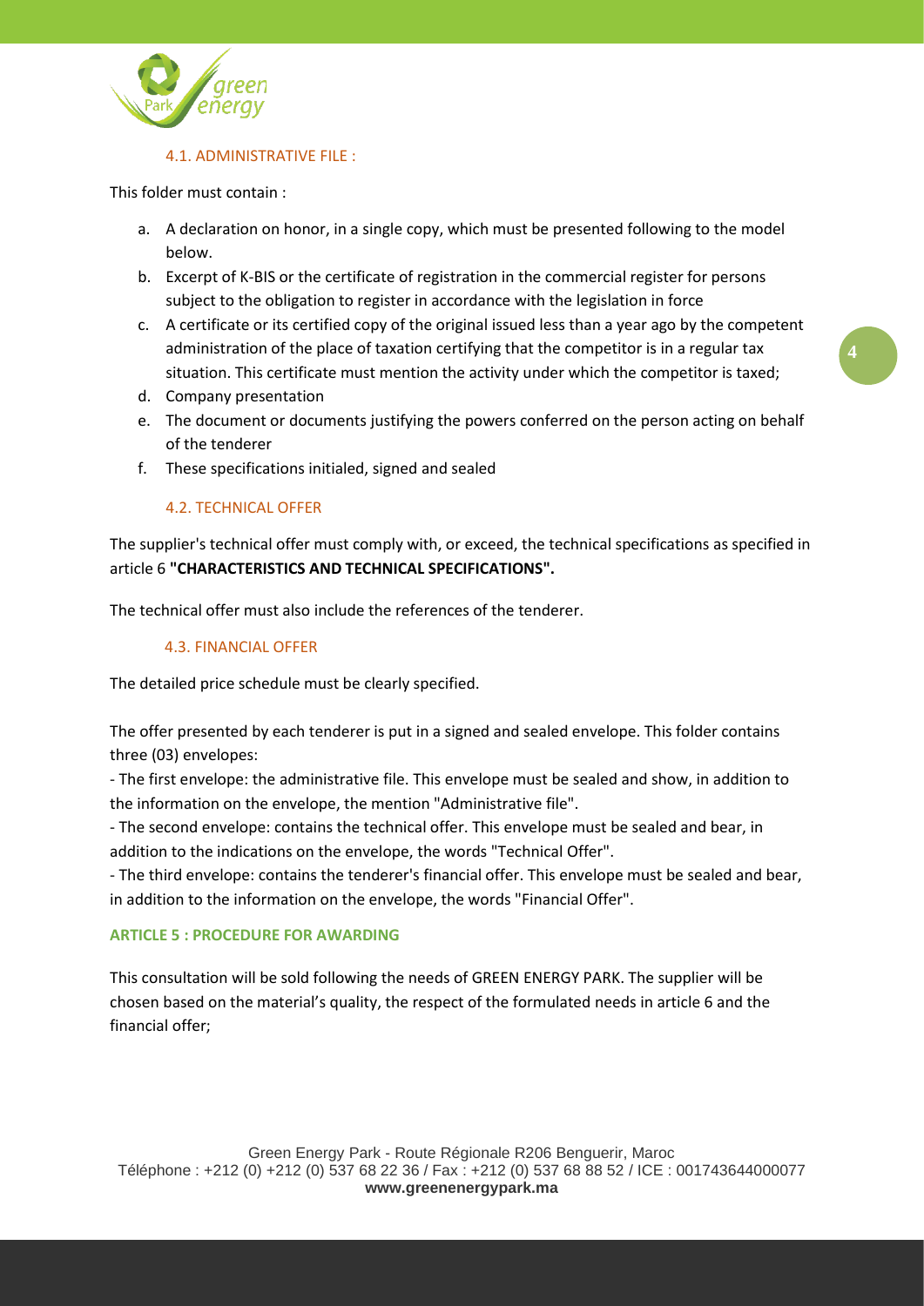### 4.1. ADMINISTRATIVE FILE :

This folder must contain :

a. A declaration on honor, in a single copy, which must be presented following to the model below.
b. Excerpt of K-BIS or the certificate of registration in the commercial register for persons subject to the obligation to register in accordance with the legislation in force
c. A certificate or its certified copy of the original issued less than a year ago by the competent administration of the place of taxation certifying that the competitor is in a regular tax situation. This certificate must mention the activity under which the competitor is taxed;
d. Company presentation
e. The document or documents justifying the powers conferred on the person acting on behalf of the tenderer
f. These specifications initialed, signed and sealed

### 4.2. TECHNICAL OFFER

The supplier's technical offer must comply with, or exceed, the technical specifications as specified in article 6 **"CHARACTERISTICS AND TECHNICAL SPECIFICATIONS".**

The technical offer must also include the references of the tenderer.

### 4.3. FINANCIAL OFFER

The detailed price schedule must be clearly specified.

The offer presented by each tenderer is put in a signed and sealed envelope. This folder contains three (03) envelopes:

- The first envelope: the administrative file. This envelope must be sealed and show, in addition to the information on the envelope, the mention "Administrative file".
- The second envelope: contains the technical offer. This envelope must be sealed and bear, in addition to the indications on the envelope, the words "Technical Offer".
- The third envelope: contains the tenderer's financial offer. This envelope must be sealed and bear, in addition to the information on the envelope, the words "Financial Offer".

## ARTICLE 5 : PROCEDURE FOR AWARDING

This consultation will be sold following the needs of GREEN ENERGY PARK. The supplier will be chosen based on the material's quality, the respect of the formulated needs in article 6 and the financial offer;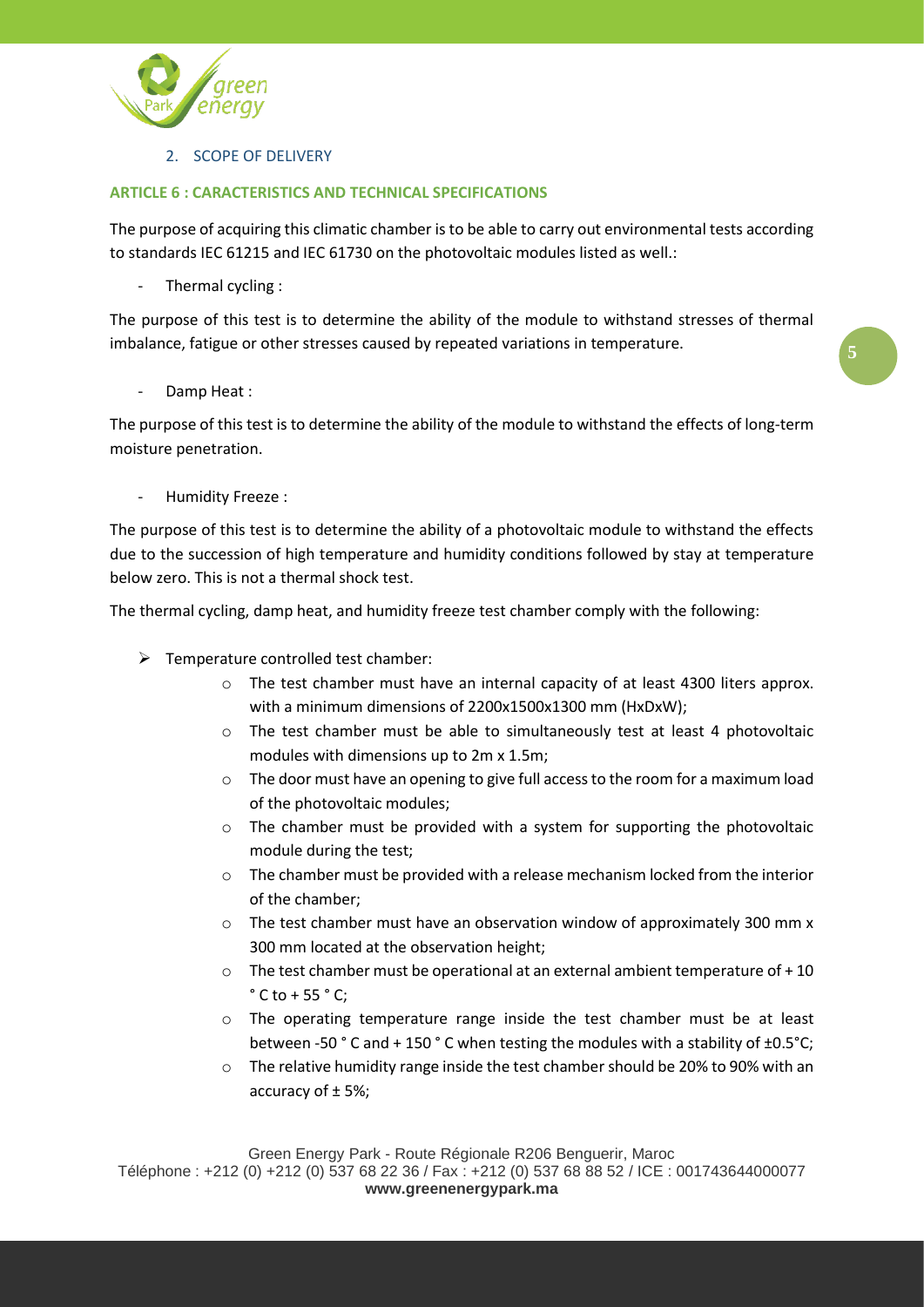2. SCOPE OF DELIVERY

## ARTICLE 6 : CARACTERISTICS AND TECHNICAL SPECIFICATIONS

The purpose of acquiring this climatic chamber is to be able to carry out environmental tests according to standards IEC 61215 and IEC 61730 on the photovoltaic modules listed as well.:

- Thermal cycling :

The purpose of this test is to determine the ability of the module to withstand stresses of thermal imbalance, fatigue or other stresses caused by repeated variations in temperature.

- Damp Heat :

The purpose of this test is to determine the ability of the module to withstand the effects of long-term moisture penetration.

- Humidity Freeze :

The purpose of this test is to determine the ability of a photovoltaic module to withstand the effects due to the succession of high temperature and humidity conditions followed by stay at temperature below zero. This is not a thermal shock test.

The thermal cycling, damp heat, and humidity freeze test chamber comply with the following:

- Temperature controlled test chamber:
  - The test chamber must have an internal capacity of at least 4300 liters approx. with a minimum dimensions of 2200x1500x1300 mm (HxDxW);
  - The test chamber must be able to simultaneously test at least 4 photovoltaic modules with dimensions up to 2m x 1.5m;
  - The door must have an opening to give full access to the room for a maximum load of the photovoltaic modules;
  - The chamber must be provided with a system for supporting the photovoltaic module during the test;
  - The chamber must be provided with a release mechanism locked from the interior of the chamber;
  - The test chamber must have an observation window of approximately 300 mm x 300 mm located at the observation height;
  - The test chamber must be operational at an external ambient temperature of + 10 ° C to + 55 ° C;
  - The operating temperature range inside the test chamber must be at least between -50 ° C and + 150 ° C when testing the modules with a stability of ±0.5°C;
  - The relative humidity range inside the test chamber should be 20% to 90% with an accuracy of ± 5%;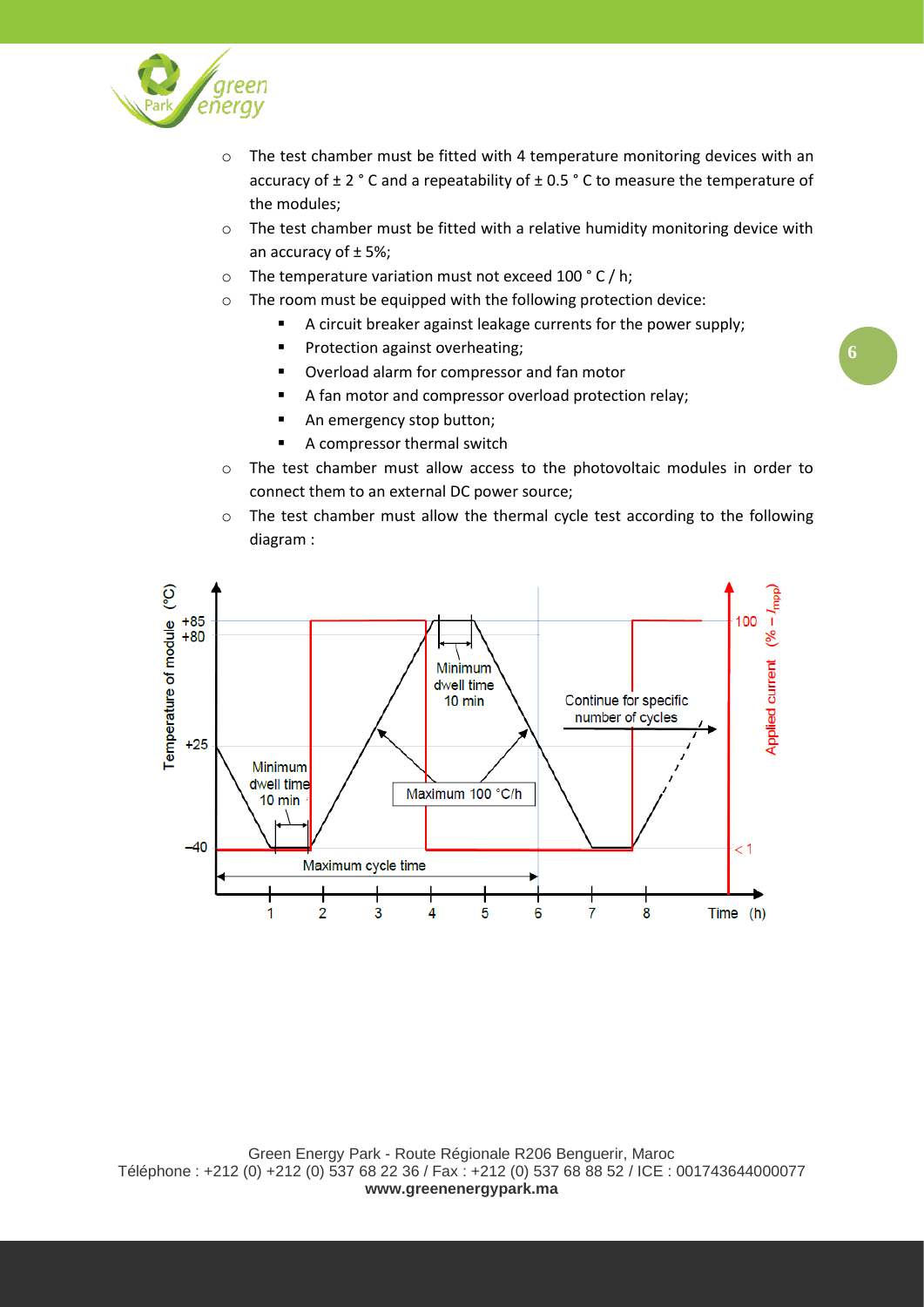- The test chamber must be fitted with 4 temperature monitoring devices with an accuracy of ± 2 ° C and a repeatability of ± 0.5 ° C to measure the temperature of the modules;
- The test chamber must be fitted with a relative humidity monitoring device with an accuracy of ± 5%;
- The temperature variation must not exceed 100 ° C / h;
- The room must be equipped with the following protection device:
  - A circuit breaker against leakage currents for the power supply;
  - Protection against overheating;
  - Overload alarm for compressor and fan motor
  - A fan motor and compressor overload protection relay;
  - An emergency stop button;
  - A compressor thermal switch
- The test chamber must allow access to the photovoltaic modules in order to connect them to an external DC power source;
- The test chamber must allow the thermal cycle test according to the following diagram :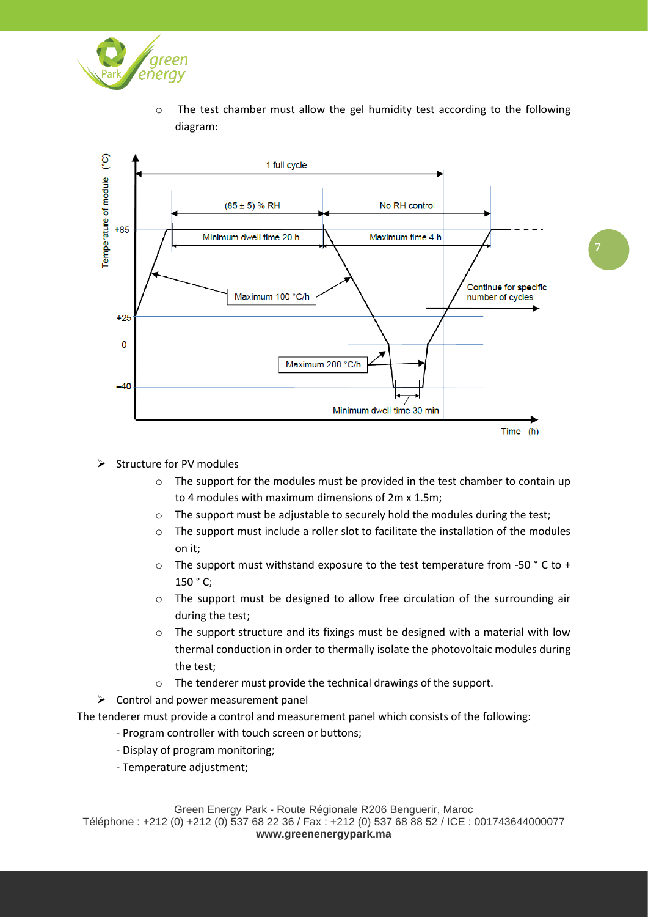- The test chamber must allow the gel humidity test according to the following diagram:

- Structure for PV modules
  - The support for the modules must be provided in the test chamber to contain up to 4 modules with maximum dimensions of 2m x 1.5m;
  - The support must be adjustable to securely hold the modules during the test;
  - The support must include a roller slot to facilitate the installation of the modules on it;
  - The support must withstand exposure to the test temperature from -50 ° C to + 150 ° C;
  - The support must be designed to allow free circulation of the surrounding air during the test;
  - The support structure and its fixings must be designed with a material with low thermal conduction in order to thermally isolate the photovoltaic modules during the test;
  - The tenderer must provide the technical drawings of the support.
- Control and power measurement panel

The tenderer must provide a control and measurement panel which consists of the following:

- Program controller with touch screen or buttons;
- Display of program monitoring;
- Temperature adjustment;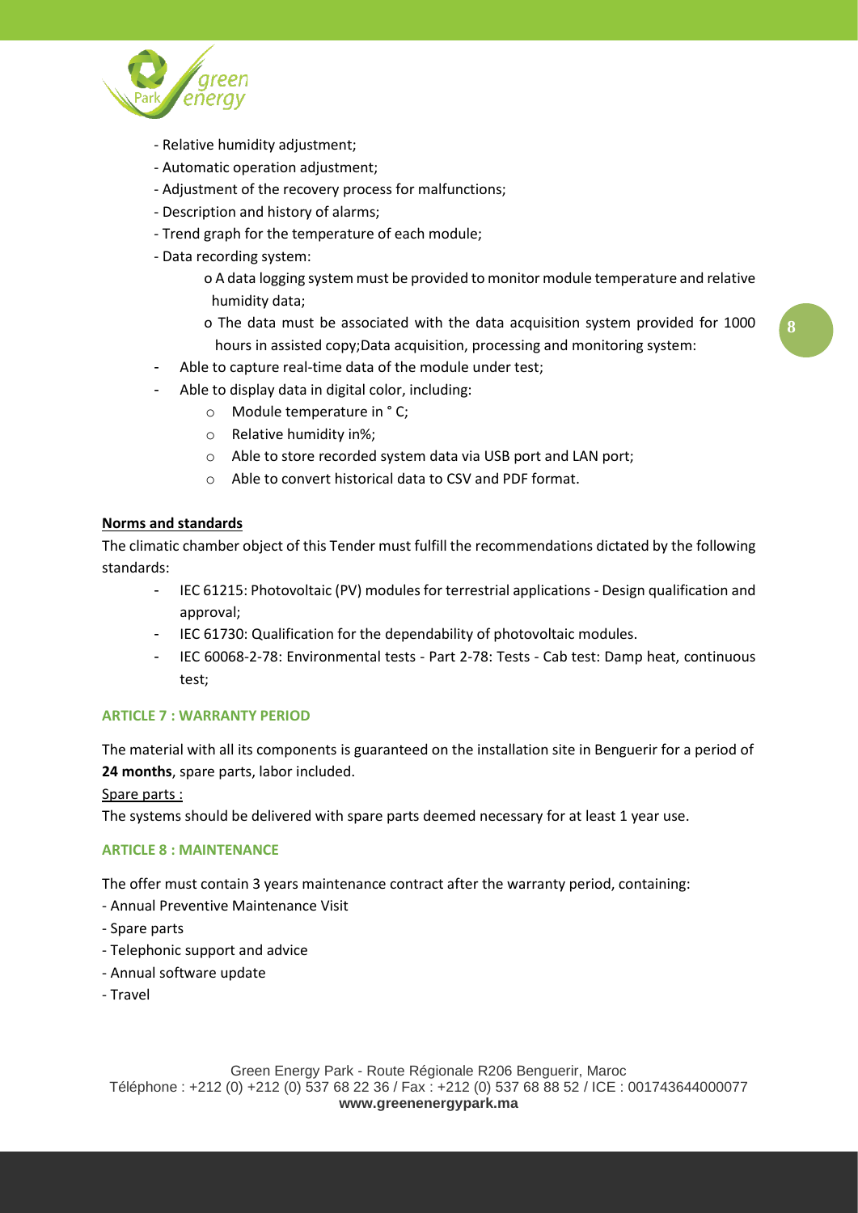- Relative humidity adjustment;
- Automatic operation adjustment;
- Adjustment of the recovery process for malfunctions;
- Description and history of alarms;
- Trend graph for the temperature of each module;
- Data recording system:
    - o A data logging system must be provided to monitor module temperature and relative humidity data;
    - o The data must be associated with the data acquisition system provided for 1000 hours in assisted copy;Data acquisition, processing and monitoring system:
- Able to capture real-time data of the module under test;
- Able to display data in digital color, including:
    - o Module temperature in ° C;
    - o Relative humidity in%;
    - o Able to store recorded system data via USB port and LAN port;
    - o Able to convert historical data to CSV and PDF format.

**Norms and standards**

The climatic chamber object of this Tender must fulfill the recommendations dictated by the following standards:

- IEC 61215: Photovoltaic (PV) modules for terrestrial applications - Design qualification and approval;
- IEC 61730: Qualification for the dependability of photovoltaic modules.
- IEC 60068-2-78: Environmental tests - Part 2-78: Tests - Cab test: Damp heat, continuous test;

## ARTICLE 7 : WARRANTY PERIOD

The material with all its components is guaranteed on the installation site in Benguerir for a period of **24 months**, spare parts, labor included.

Spare parts :

The systems should be delivered with spare parts deemed necessary for at least 1 year use.

## ARTICLE 8 : MAINTENANCE

The offer must contain 3 years maintenance contract after the warranty period, containing:

- Annual Preventive Maintenance Visit
- Spare parts
- Telephonic support and advice
- Annual software update
- Travel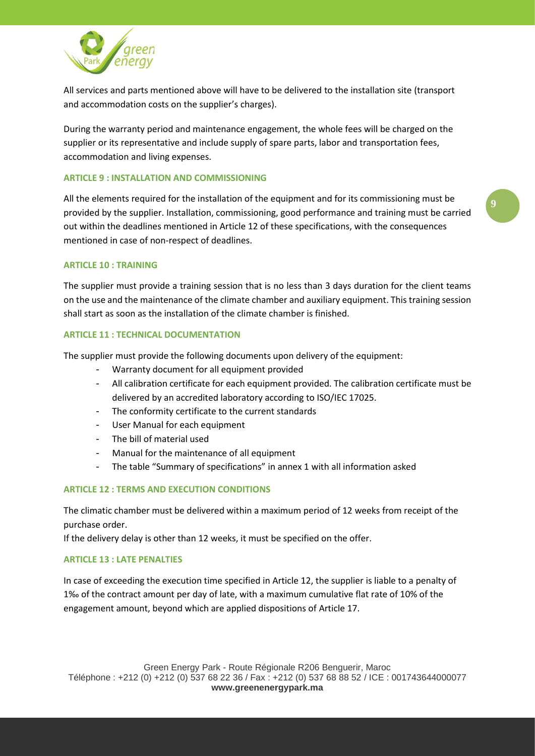All services and parts mentioned above will have to be delivered to the installation site (transport and accommodation costs on the supplier's charges).

During the warranty period and maintenance engagement, the whole fees will be charged on the supplier or its representative and include supply of spare parts, labor and transportation fees, accommodation and living expenses.

## ARTICLE 9 : INSTALLATION AND COMMISSIONING

All the elements required for the installation of the equipment and for its commissioning must be provided by the supplier. Installation, commissioning, good performance and training must be carried out within the deadlines mentioned in Article 12 of these specifications, with the consequences mentioned in case of non-respect of deadlines.

## ARTICLE 10 : TRAINING

The supplier must provide a training session that is no less than 3 days duration for the client teams on the use and the maintenance of the climate chamber and auxiliary equipment. This training session shall start as soon as the installation of the climate chamber is finished.

## ARTICLE 11 : TECHNICAL DOCUMENTATION

The supplier must provide the following documents upon delivery of the equipment:

- Warranty document for all equipment provided
- All calibration certificate for each equipment provided. The calibration certificate must be delivered by an accredited laboratory according to ISO/IEC 17025.
- The conformity certificate to the current standards
- User Manual for each equipment
- The bill of material used
- Manual for the maintenance of all equipment
- The table "Summary of specifications" in annex 1 with all information asked

## ARTICLE 12 : TERMS AND EXECUTION CONDITIONS

The climatic chamber must be delivered within a maximum period of 12 weeks from receipt of the purchase order.
If the delivery delay is other than 12 weeks, it must be specified on the offer.

## ARTICLE 13 : LATE PENALTIES

In case of exceeding the execution time specified in Article 12, the supplier is liable to a penalty of 1‰ of the contract amount per day of late, with a maximum cumulative flat rate of 10% of the engagement amount, beyond which are applied dispositions of Article 17.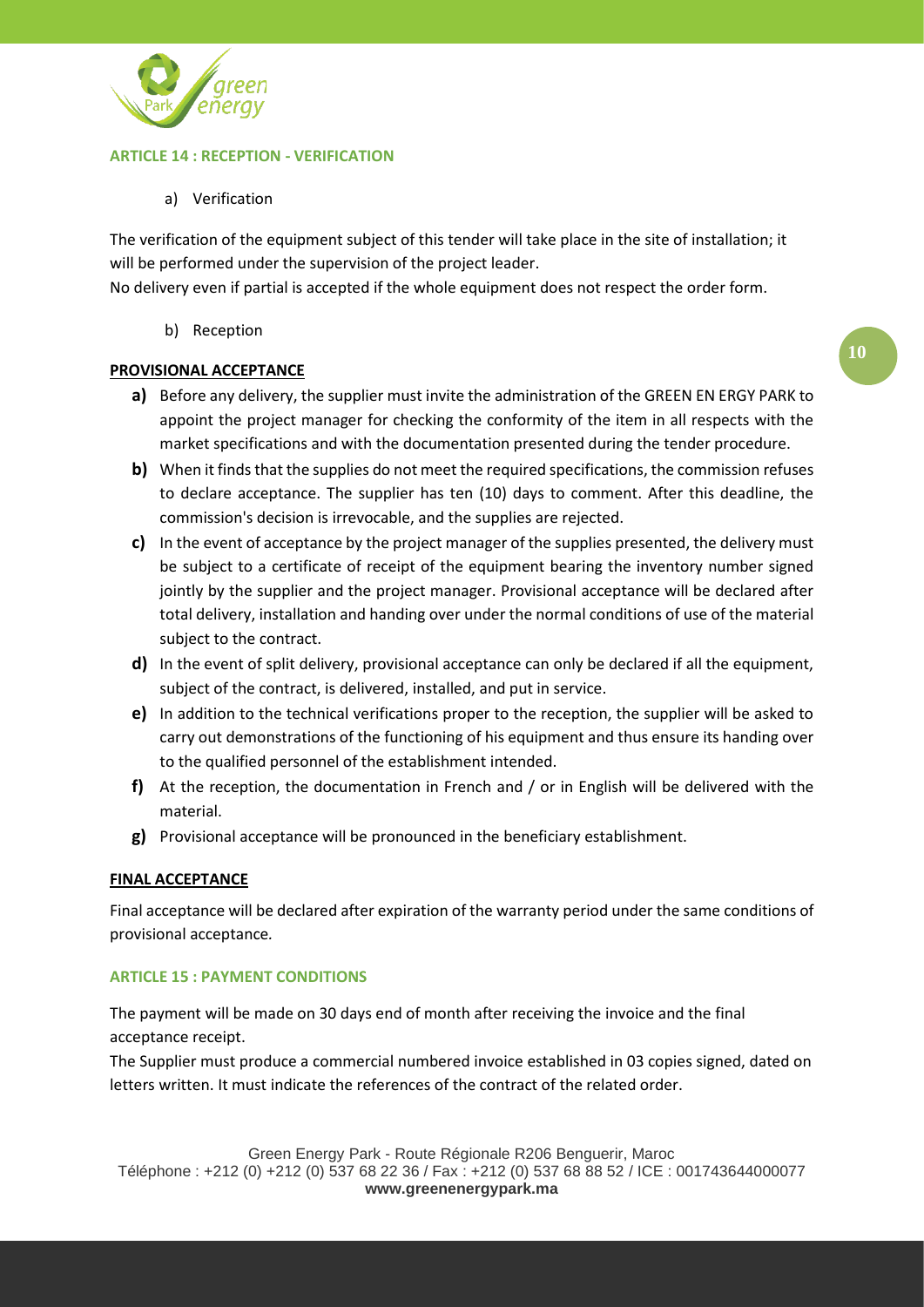## ARTICLE 14 : RECEPTION - VERIFICATION

a) Verification

The verification of the equipment subject of this tender will take place in the site of installation; it will be performed under the supervision of the project leader.
No delivery even if partial is accepted if the whole equipment does not respect the order form.

b) Reception

**PROVISIONAL ACCEPTANCE**

**a)** Before any delivery, the supplier must invite the administration of the GREEN EN ERGY PARK to appoint the project manager for checking the conformity of the item in all respects with the market specifications and with the documentation presented during the tender procedure.

**b)** When it finds that the supplies do not meet the required specifications, the commission refuses to declare acceptance. The supplier has ten (10) days to comment. After this deadline, the commission's decision is irrevocable, and the supplies are rejected.

**c)** In the event of acceptance by the project manager of the supplies presented, the delivery must be subject to a certificate of receipt of the equipment bearing the inventory number signed jointly by the supplier and the project manager. Provisional acceptance will be declared after total delivery, installation and handing over under the normal conditions of use of the material subject to the contract.

**d)** In the event of split delivery, provisional acceptance can only be declared if all the equipment, subject of the contract, is delivered, installed, and put in service.

**e)** In addition to the technical verifications proper to the reception, the supplier will be asked to carry out demonstrations of the functioning of his equipment and thus ensure its handing over to the qualified personnel of the establishment intended.

**f)** At the reception, the documentation in French and / or in English will be delivered with the material.

**g)** Provisional acceptance will be pronounced in the beneficiary establishment.

**FINAL ACCEPTANCE**

Final acceptance will be declared after expiration of the warranty period under the same conditions of provisional acceptance*.*

## ARTICLE 15 : PAYMENT CONDITIONS

The payment will be made on 30 days end of month after receiving the invoice and the final acceptance receipt.
The Supplier must produce a commercial numbered invoice established in 03 copies signed, dated on letters written. It must indicate the references of the contract of the related order.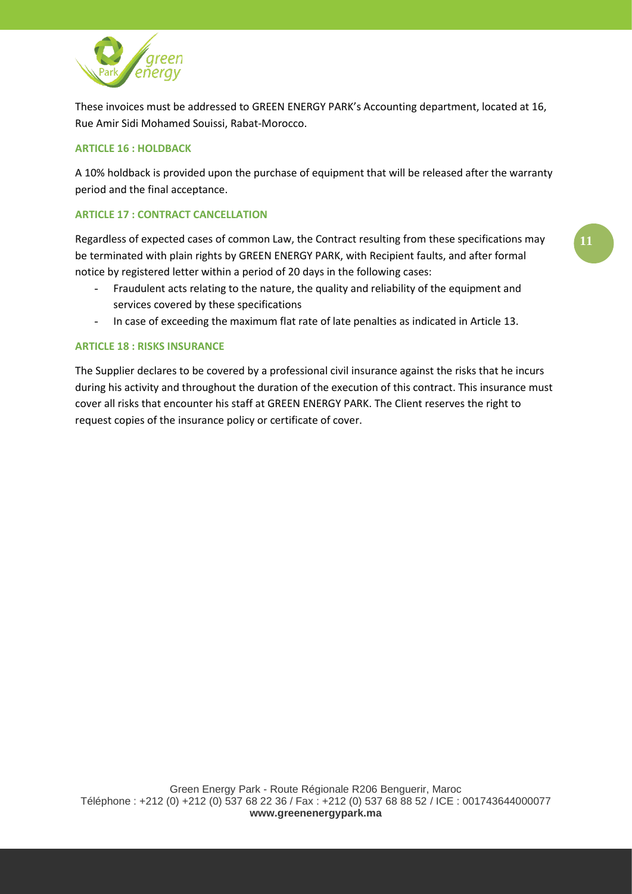These invoices must be addressed to GREEN ENERGY PARK's Accounting department, located at 16, Rue Amir Sidi Mohamed Souissi, Rabat-Morocco.

### ARTICLE 16 : HOLDBACK

A 10% holdback is provided upon the purchase of equipment that will be released after the warranty period and the final acceptance.

### ARTICLE 17 : CONTRACT CANCELLATION

Regardless of expected cases of common Law, the Contract resulting from these specifications may be terminated with plain rights by GREEN ENERGY PARK, with Recipient faults, and after formal notice by registered letter within a period of 20 days in the following cases:

- Fraudulent acts relating to the nature, the quality and reliability of the equipment and services covered by these specifications
- In case of exceeding the maximum flat rate of late penalties as indicated in Article 13.

### ARTICLE 18 : RISKS INSURANCE

The Supplier declares to be covered by a professional civil insurance against the risks that he incurs during his activity and throughout the duration of the execution of this contract. This insurance must cover all risks that encounter his staff at GREEN ENERGY PARK. The Client reserves the right to request copies of the insurance policy or certificate of cover.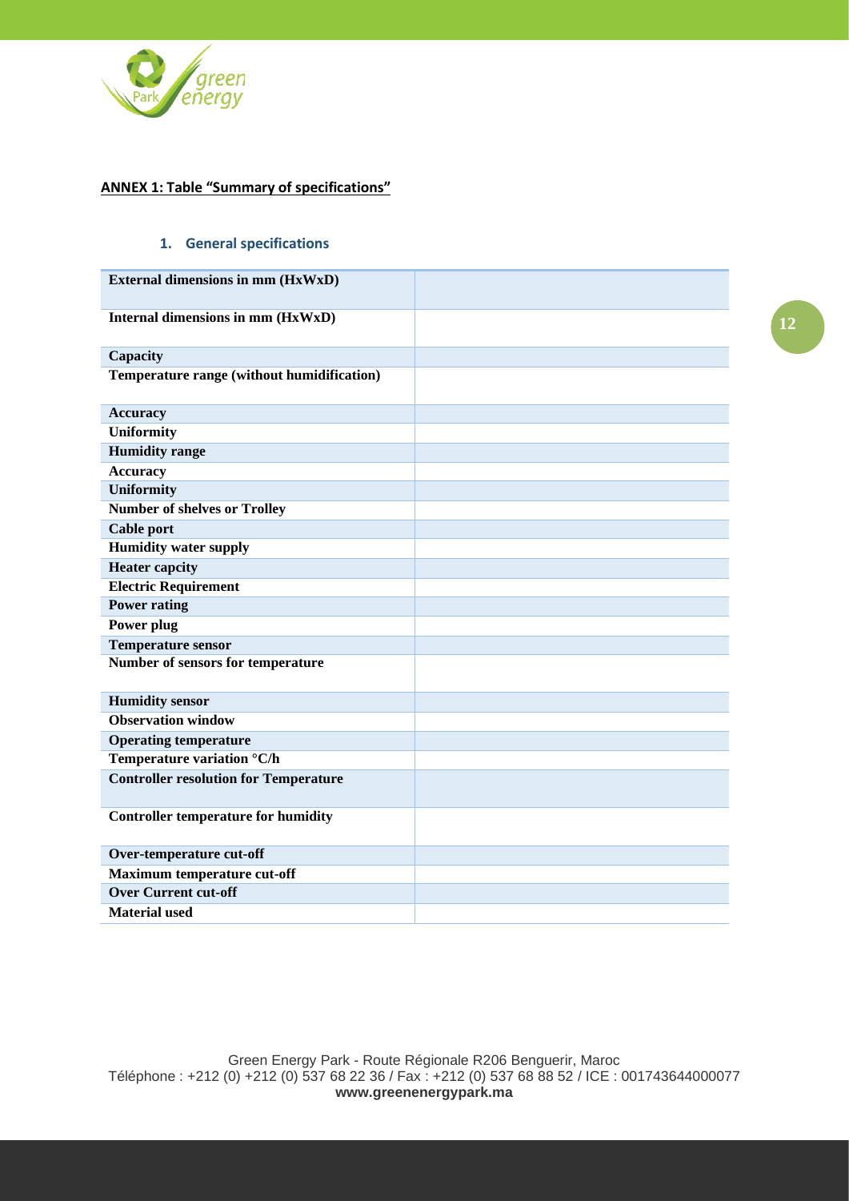**ANNEX 1: Table "Summary of specifications"**

### 1. General specifications

| | |
|---|---|
| **External dimensions in mm (HxWxD)** | |
| **Internal dimensions in mm (HxWxD)** | |
| **Capacity** | |
| **Temperature range (without humidification)** | |
| **Accuracy** | |
| **Uniformity** | |
| **Humidity range** | |
| **Accuracy** | |
| **Uniformity** | |
| **Number of shelves or Trolley** | |
| **Cable port** | |
| **Humidity water supply** | |
| **Heater capcity** | |
| **Electric Requirement** | |
| **Power rating** | |
| **Power plug** | |
| **Temperature sensor** | |
| **Number of sensors for temperature** | |
| **Humidity sensor** | |
| **Observation window** | |
| **Operating temperature** | |
| **Temperature variation °C/h** | |
| **Controller resolution for Temperature** | |
| **Controller temperature for humidity** | |
| **Over-temperature cut-off** | |
| **Maximum temperature cut-off** | |
| **Over Current cut-off** | |
| **Material used** | |

Green Energy Park - Route Régionale R206 Benguerir, Maroc
Téléphone : +212 (0) +212 (0) 537 68 22 36 / Fax : +212 (0) 537 68 88 52 / ICE : 001743644000077
**www.greenenergypark.ma**